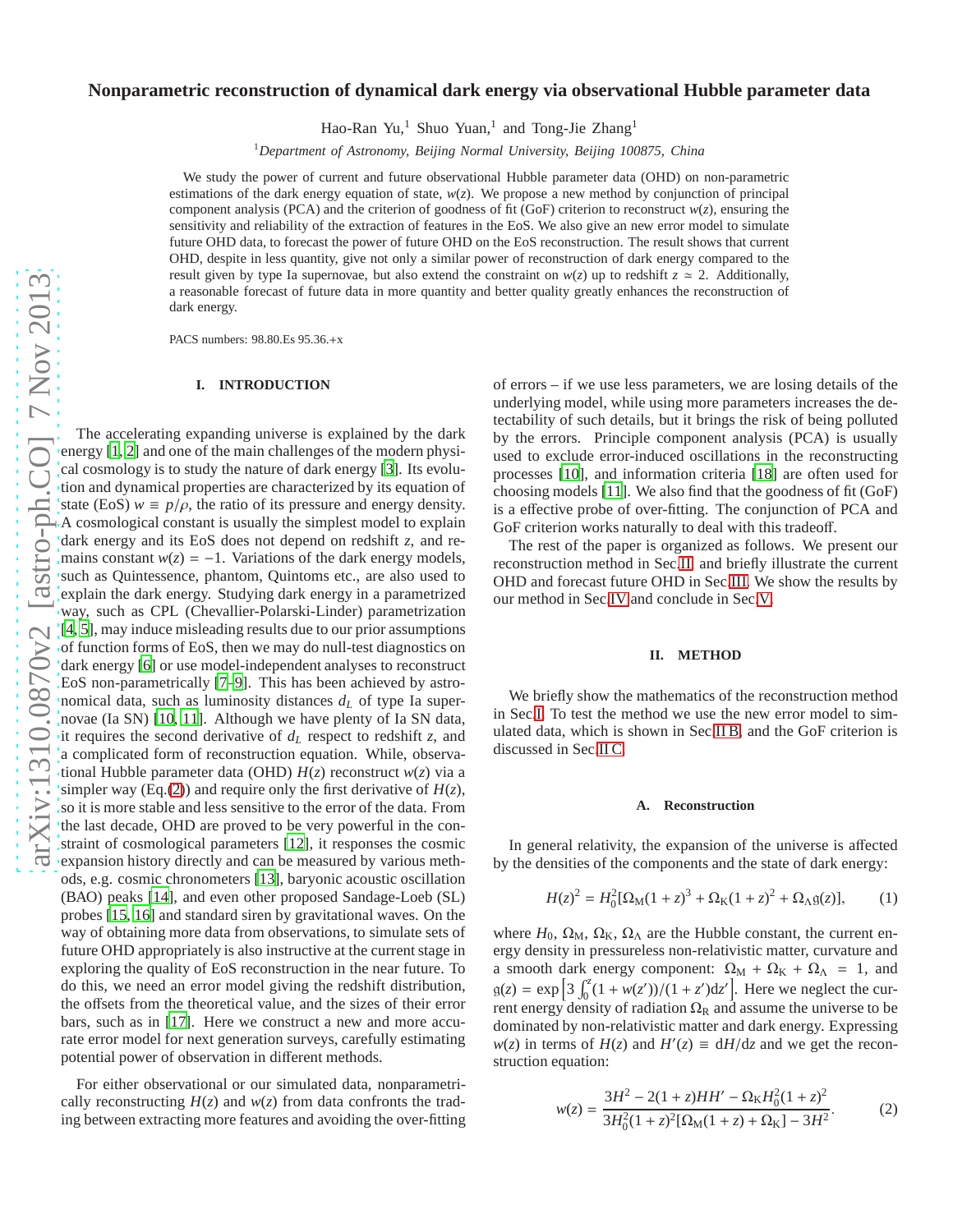# Nonparametric reconstruction of dynamical dark energy via observational Hubble parameter data

Hao-Ran Yu,[1] Shuo Yuan,[1] and Tong-Jie Zhang[1]

[1] *Department of Astronomy, Beijing Normal University, Beijing 100875, China*

We study the power of current and future observational Hubble parameter data (OHD) on non-parametric estimations of the dark energy equation of state, $w(z)$. We propose a new method by conjunction of principal component analysis (PCA) and the criterion of goodness of fit (GoF) criterion to reconstruct $w(z)$, ensuring the sensitivity and reliability of the extraction of features in the EoS. We also give an new error model to simulate future OHD data, to forecast the power of future OHD on the EoS reconstruction. The result shows that current OHD, despite in less quantity, give not only a similar power of reconstruction of dark energy compared to the result given by type Ia supernovae, but also extend the constraint on $w(z)$ up to redshift $z \simeq 2$. Additionally, a reasonable forecast of future data in more quantity and better quality greatly enhances the reconstruction of dark energy.

PACS numbers: 98.80.Es 95.36.+x

## I. INTRODUCTION

The accelerating expanding universe is explained by the dark energy [1, 2] and one of the main challenges of the modern physical cosmology is to study the nature of dark energy [3]. Its evolution and dynamical properties are characterized by its equation of state (EoS) $w \equiv p/\rho$, the ratio of its pressure and energy density. A cosmological constant is usually the simplest model to explain dark energy and its EoS does not depend on redshift $z$, and remains constant $w(z) = -1$. Variations of the dark energy models, such as Quintessence, phantom, Quintoms etc., are also used to explain the dark energy. Studying dark energy in a parametrized way, such as CPL (Chevallier-Polarski-Linder) parametrization [4, 5], may induce misleading results due to our prior assumptions of function forms of EoS, then we may do null-test diagnostics on dark energy [6] or use model-independent analyses to reconstruct EoS non-parametrically [7–9]. This has been achieved by astronomical data, such as luminosity distances $d_L$ of type Ia supernovae (Ia SN) [10, 11]. Although we have plenty of Ia SN data, it requires the second derivative of $d_L$ respect to redshift $z$, and a complicated form of reconstruction equation. While, observational Hubble parameter data (OHD) $H(z)$ reconstruct $w(z)$ via a simpler way (Eq.(2)) and require only the first derivative of $H(z)$, so it is more stable and less sensitive to the error of the data. From the last decade, OHD are proved to be very powerful in the constraint of cosmological parameters [12], it responses the cosmic expansion history directly and can be measured by various methods, e.g. cosmic chronometers [13], baryonic acoustic oscillation (BAO) peaks [14], and even other proposed Sandage-Loeb (SL) probes [15, 16] and standard siren by gravitational waves. On the way of obtaining more data from observations, to simulate sets of future OHD appropriately is also instructive at the current stage in exploring the quality of EoS reconstruction in the near future. To do this, we need an error model giving the redshift distribution, the offsets from the theoretical value, and the sizes of their error bars, such as in [17]. Here we construct a new and more accurate error model for next generation surveys, carefully estimating potential power of observation in different methods.

For either observational or our simulated data, nonparametrically reconstructing $H(z)$ and $w(z)$ from data confronts the trading between extracting more features and avoiding the over-fitting of errors – if we use less parameters, we are losing details of the underlying model, while using more parameters increases the detectability of such details, but it brings the risk of being polluted by the errors. Principle component analysis (PCA) is usually used to exclude error-induced oscillations in the reconstructing processes [10], and information criteria [18] are often used for choosing models [11]. We also find that the goodness of fit (GoF) is a effective probe of over-fitting. The conjunction of PCA and GoF criterion works naturally to deal with this tradeoff.

The rest of the paper is organized as follows. We present our reconstruction method in Sec.II and briefly illustrate the current OHD and forecast future OHD in Sec.III. We show the results by our method in Sec.IV and conclude in Sec.V.

## II. METHOD

We briefly show the mathematics of the reconstruction method in Sec.I. To test the method we use the new error model to simulated data, which is shown in Sec.II B, and the GoF criterion is discussed in Sec.II C.

### A. Reconstruction

In general relativity, the expansion of the universe is affected by the densities of the components and the state of dark energy:

$$H(z)^2 = H_0^2[\Omega_M(1+z)^3 + \Omega_K(1+z)^2 + \Omega_\Lambda \mathfrak{g}(z)], \qquad (1)$$

where $H_0$, $\Omega_M$, $\Omega_K$, $\Omega_\Lambda$ are the Hubble constant, the current energy density in pressureless non-relativistic matter, curvature and a smooth dark energy component: $\Omega_M + \Omega_K + \Omega_\Lambda = 1$, and $\mathfrak{g}(z) = \exp\left[3\int_0^z (1+w(z'))/(1+z')dz'\right]$. Here we neglect the current energy density of radiation $\Omega_R$ and assume the universe to be dominated by non-relativistic matter and dark energy. Expressing $w(z)$ in terms of $H(z)$ and $H'(z) \equiv dH/dz$ and we get the reconstruction equation:

$$w(z) = \frac{3H^2 - 2(1+z)HH' - \Omega_K H_0^2(1+z)^2}{3H_0^2(1+z)^2[\Omega_M(1+z) + \Omega_K] - 3H^2}. \qquad (2)$$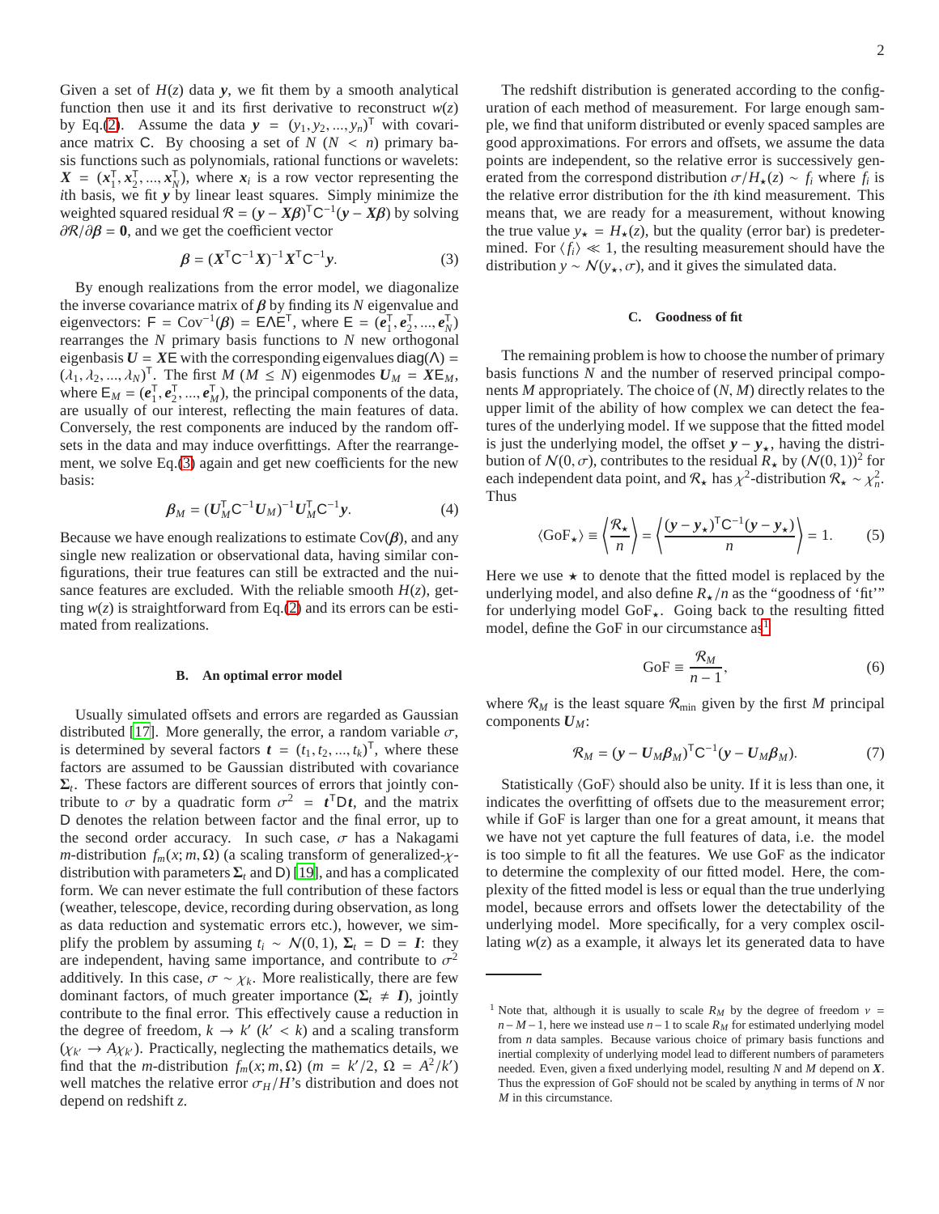Given a set of $H(z)$ data $\boldsymbol{y}$, we fit them by a smooth analytical function then use it and its first derivative to reconstruct $w(z)$ by Eq.(2). Assume the data $\boldsymbol{y} = (y_1, y_2, ..., y_n)^\mathsf{T}$ with covariance matrix $\mathsf{C}$. By choosing a set of $N$ ($N < n$) primary basis functions such as polynomials, rational functions or wavelets: $\boldsymbol{X} = (\boldsymbol{x}_1^\mathsf{T}, \boldsymbol{x}_2^\mathsf{T}, ..., \boldsymbol{x}_N^\mathsf{T})$, where $\boldsymbol{x}_i$ is a row vector representing the $i$th basis, we fit $\boldsymbol{y}$ by linear least squares. Simply minimize the weighted squared residual $\mathcal{R} = (\boldsymbol{y} - \boldsymbol{X\beta})^\mathsf{T}\mathsf{C}^{-1}(\boldsymbol{y} - \boldsymbol{X\beta})$ by solving $\partial\mathcal{R}/\partial\boldsymbol{\beta} = \boldsymbol{0}$, and we get the coefficient vector

$$\boldsymbol{\beta} = (\boldsymbol{X}^\mathsf{T}\mathsf{C}^{-1}\boldsymbol{X})^{-1}\boldsymbol{X}^\mathsf{T}\mathsf{C}^{-1}\boldsymbol{y}. \tag{3}$$

By enough realizations from the error model, we diagonalize the inverse covariance matrix of $\boldsymbol{\beta}$ by finding its $N$ eigenvalue and eigenvectors: $\mathsf{F} = \mathrm{Cov}^{-1}(\boldsymbol{\beta}) = \mathsf{E}\Lambda\mathsf{E}^\mathsf{T}$, where $\mathsf{E} = (\boldsymbol{e}_1^\mathsf{T}, \boldsymbol{e}_2^\mathsf{T}, ..., \boldsymbol{e}_N^\mathsf{T})$ rearranges the $N$ primary basis functions to $N$ new orthogonal eigenbasis $\boldsymbol{U} = \boldsymbol{X}\mathsf{E}$ with the corresponding eigenvalues $\mathsf{diag}(\Lambda) = (\lambda_1, \lambda_2, ..., \lambda_N)^\mathsf{T}$. The first $M$ ($M \le N$) eigenmodes $\boldsymbol{U}_M = \boldsymbol{X}\mathsf{E}_M$, where $\mathsf{E}_M = (\boldsymbol{e}_1^\mathsf{T}, \boldsymbol{e}_2^\mathsf{T}, ..., \boldsymbol{e}_M^\mathsf{T})$, the principal components of the data, are usually of our interest, reflecting the main features of data. Conversely, the rest components are induced by the random offsets in the data and may induce overfittings. After the rearrangement, we solve Eq.(3) again and get new coefficients for the new basis:

$$\boldsymbol{\beta}_M = (\boldsymbol{U}_M^\mathsf{T}\mathsf{C}^{-1}\boldsymbol{U}_M)^{-1}\boldsymbol{U}_M^\mathsf{T}\mathsf{C}^{-1}\boldsymbol{y}. \tag{4}$$

Because we have enough realizations to estimate $\mathrm{Cov}(\boldsymbol{\beta})$, and any single new realization or observational data, having similar configurations, their true features can still be extracted and the nuisance features are excluded. With the reliable smooth $H(z)$, getting $w(z)$ is straightforward from Eq.(2) and its errors can be estimated from realizations.

### B. An optimal error model

Usually simulated offsets and errors are regarded as Gaussian distributed [17]. More generally, the error, a random variable $\sigma$, is determined by several factors $\boldsymbol{t} = (t_1, t_2, ..., t_k)^\mathsf{T}$, where these factors are assumed to be Gaussian distributed with covariance $\boldsymbol{\Sigma}_t$. These factors are different sources of errors that jointly contribute to $\sigma$ by a quadratic form $\sigma^2 = \boldsymbol{t}^\mathsf{T}\mathsf{D}\boldsymbol{t}$, and the matrix $\mathsf{D}$ denotes the relation between factor and the final error, up to the second order accuracy. In such case, $\sigma$ has a Nakagami $m$-distribution $f_m(x; m, \Omega)$ (a scaling transform of generalized-$\chi$-distribution with parameters $\boldsymbol{\Sigma}_t$ and $\mathsf{D}$) [19], and has a complicated form. We can never estimate the full contribution of these factors (weather, telescope, device, recording during observation, as long as data reduction and systematic errors etc.), however, we simplify the problem by assuming $t_i \sim \mathcal{N}(0, 1)$, $\boldsymbol{\Sigma}_t = \mathsf{D} = \boldsymbol{I}$: they are independent, having same importance, and contribute to $\sigma^2$ additively. In this case, $\sigma \sim \chi_k$. More realistically, there are few dominant factors, of much greater importance ($\boldsymbol{\Sigma}_t \ne \boldsymbol{I}$), jointly contribute to the final error. This effectively cause a reduction in the degree of freedom, $k \to k'$ ($k' < k$) and a scaling transform ($\chi_{k'} \to A\chi_{k'}$). Practically, neglecting the mathematics details, we find that the $m$-distribution $f_m(x; m, \Omega)$ ($m = k'/2$, $\Omega = A^2/k'$) well matches the relative error $\sigma_H/H$'s distribution and does not depend on redshift $z$.

The redshift distribution is generated according to the configuration of each method of measurement. For large enough sample, we find that uniform distributed or evenly spaced samples are good approximations. For errors and offsets, we assume the data points are independent, so the relative error is successively generated from the correspond distribution $\sigma/H_\star(z) \sim f_i$ where $f_i$ is the relative error distribution for the $i$th kind measurement. This means that, we are ready for a measurement, without knowing the true value $y_\star = H_\star(z)$, but the quality (error bar) is predetermined. For $\langle f_i \rangle \ll 1$, the resulting measurement should have the distribution $y \sim \mathcal{N}(y_\star, \sigma)$, and it gives the simulated data.

### C. Goodness of fit

The remaining problem is how to choose the number of primary basis functions $N$ and the number of reserved principal components $M$ appropriately. The choice of $(N, M)$ directly relates to the upper limit of the ability of how complex we can detect the features of the underlying model. If we suppose that the fitted model is just the underlying model, the offset $\boldsymbol{y} - \boldsymbol{y}_\star$, having the distribution of $\mathcal{N}(0, \sigma)$, contributes to the residual $R_\star$ by $(\mathcal{N}(0, 1))^2$ for each independent data point, and $\mathcal{R}_\star$ has $\chi^2$-distribution $\mathcal{R}_\star \sim \chi_n^2$. Thus

$$\langle \mathrm{GoF}_\star \rangle \equiv \left\langle \frac{\mathcal{R}_\star}{n} \right\rangle = \left\langle \frac{(\boldsymbol{y} - \boldsymbol{y}_\star)^\mathsf{T}\mathsf{C}^{-1}(\boldsymbol{y} - \boldsymbol{y}_\star)}{n} \right\rangle = 1. \tag{5}$$

Here we use $\star$ to denote that the fitted model is replaced by the underlying model, and also define $R_\star/n$ as the "goodness of 'fit'" for underlying model $\mathrm{GoF}_\star$. Going back to the resulting fitted model, define the GoF in our circumstance as[1]

$$\mathrm{GoF} \equiv \frac{\mathcal{R}_M}{n - 1}, \tag{6}$$

where $\mathcal{R}_M$ is the least square $\mathcal{R}_{\min}$ given by the first $M$ principal components $\boldsymbol{U}_M$:

$$\mathcal{R}_M = (\boldsymbol{y} - \boldsymbol{U}_M\boldsymbol{\beta}_M)^\mathsf{T}\mathsf{C}^{-1}(\boldsymbol{y} - \boldsymbol{U}_M\boldsymbol{\beta}_M). \tag{7}$$

Statistically $\langle \mathrm{GoF} \rangle$ should also be unity. If it is less than one, it indicates the overfitting of offsets due to the measurement error; while if GoF is larger than one for a great amount, it means that we have not yet capture the full features of data, i.e. the model is too simple to fit all the features. We use GoF as the indicator to determine the complexity of our fitted model. Here, the complexity of the fitted model is less or equal than the true underlying model, because errors and offsets lower the detectability of the underlying model. More specifically, for a very complex oscillating $w(z)$ as a example, it always let its generated data to have

[1] Note that, although it is usually to scale $R_M$ by the degree of freedom $\nu = n - M - 1$, here we instead use $n - 1$ to scale $R_M$ for estimated underlying model from $n$ data samples. Because various choice of primary basis functions and inertial complexity of underlying model lead to different numbers of parameters needed. Even, given a fixed underlying model, resulting $N$ and $M$ depend on $\boldsymbol{X}$. Thus the expression of GoF should not be scaled by anything in terms of $N$ nor $M$ in this circumstance.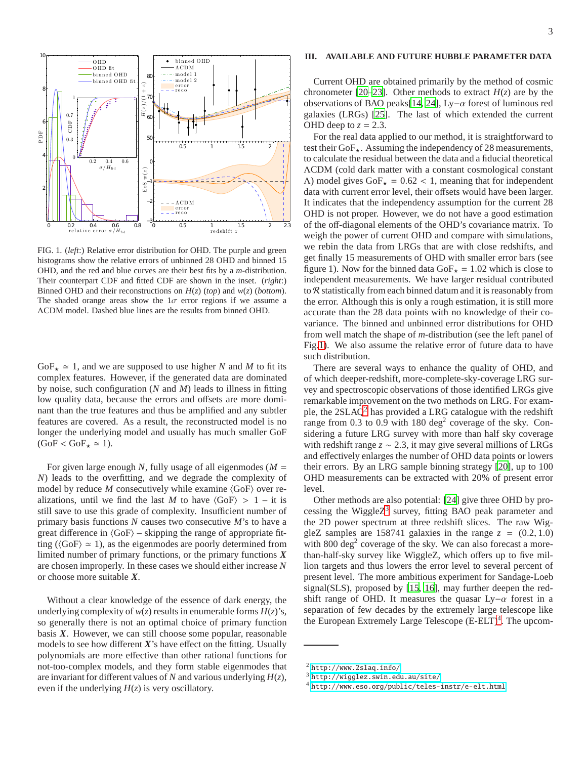FIG. 1. (*left*:) Relative error distribution for OHD. The purple and green histograms show the relative errors of unbinned 28 OHD and binned 15 OHD, and the red and blue curves are their best fits by a *m*-distribution. Their counterpart CDF and fitted CDF are shown in the inset. (*right*:) Binned OHD and their reconstructions on $H(z)$ (*top*) and $w(z)$ (*bottom*). The shaded orange areas show the $1\sigma$ error regions if we assume a $\Lambda$CDM model. Dashed blue lines are the results from binned OHD.

$\mathrm{GoF}_\star \simeq 1$, and we are supposed to use higher $N$ and $M$ to fit its complex features. However, if the generated data are dominated by noise, such configuration ($N$ and $M$) leads to illness in fitting low quality data, because the errors and offsets are more dominant than the true features and thus be amplified and any subtler features are covered. As a result, the reconstructed model is no longer the underlying model and usually has much smaller GoF ($\mathrm{GoF} < \mathrm{GoF}_\star \simeq 1$).

For given large enough $N$, fully usage of all eigenmodes ($M = N$) leads to the overfitting, and we degrade the complexity of model by reduce $M$ consecutively while examine $\langle\mathrm{GoF}\rangle$ over realizations, until we find the last $M$ to have $\langle\mathrm{GoF}\rangle > 1$ – it is still save to use this grade of complexity. Insufficient number of primary basis functions $N$ causes two consecutive $M$'s to have a great difference in $\langle\mathrm{GoF}\rangle$ – skipping the range of appropriate fitting ($\langle\mathrm{GoF}\rangle \simeq 1$), as the eigenmodes are poorly determined from limited number of primary functions, or the primary functions $\boldsymbol{X}$ are chosen improperly. In these cases we should either increase $N$ or choose more suitable $\boldsymbol{X}$.

Without a clear knowledge of the essence of dark energy, the underlying complexity of $w(z)$ results in enumerable forms $H(z)$'s, so generally there is not an optimal choice of primary function basis $\boldsymbol{X}$. However, we can still choose some popular, reasonable models to see how different $\boldsymbol{X}$'s have effect on the fitting. Usually polynomials are more effective than other rational functions for not-too-complex models, and they form stable eigenmodes that are invariant for different values of $N$ and various underlying $H(z)$, even if the underlying $H(z)$ is very oscillatory.

## III. AVAILABLE AND FUTURE HUBBLE PARAMETER DATA

Current OHD are obtained primarily by the method of cosmic chronometer [20–23]. Other methods to extract $H(z)$ are by the observations of BAO peaks[14, 24], Ly$-\alpha$ forest of luminous red galaxies (LRGs) [25]. The last of which extended the current OHD deep to $z = 2.3$.

For the real data applied to our method, it is straightforward to test their $\mathrm{GoF}_\star$. Assuming the independency of 28 measurements, to calculate the residual between the data and a fiducial theoretical $\Lambda$CDM (cold dark matter with a constant cosmological constant $\Lambda$) model gives $\mathrm{GoF}_\star = 0.62 < 1$, meaning that for independent data with current error level, their offsets would have been larger. It indicates that the independency assumption for the current 28 OHD is not proper. However, we do not have a good estimation of the off-diagonal elements of the OHD's covariance matrix. To weigh the power of current OHD and compare with simulations, we rebin the data from LRGs that are with close redshifts, and get finally 15 measurements of OHD with smaller error bars (see figure 1). Now for the binned data $\mathrm{GoF}_\star = 1.02$ which is close to independent measurements. We have larger residual contributed to $\mathcal{R}$ statistically from each binned datum and it is reasonably from the error. Although this is only a rough estimation, it is still more accurate than the 28 data points with no knowledge of their covariance. The binned and unbinned error distributions for OHD from well match the shape of $m$-distribution (see the left panel of Fig.1). We also assume the relative error of future data to have such distribution.

There are several ways to enhance the quality of OHD, and of which deeper-redshift, more-complete-sky-coverage LRG survey and spectroscopic observations of those identified LRGs give remarkable improvement on the two methods on LRG. For example, the 2SLAQ[2] has provided a LRG catalogue with the redshift range from 0.3 to 0.9 with 180 $\mathrm{deg}^2$ coverage of the sky. Considering a future LRG survey with more than half sky coverage with redshift range $z \sim 2.3$, it may give several millions of LRGs and effectively enlarges the number of OHD data points or lowers their errors. By an LRG sample binning strategy [20], up to 100 OHD measurements can be extracted with 20% of present error level.

Other methods are also potential: [24] give three OHD by processing the WiggleZ[3] survey, fitting BAO peak parameter and the 2D power spectrum at three redshift slices. The raw WiggleZ samples are 158741 galaxies in the range $z = (0.2, 1.0)$ with 800 $\mathrm{deg}^2$ coverage of the sky. We can also forecast a more-than-half-sky survey like WiggleZ, which offers up to five million targets and thus lowers the error level to several percent of present level. The more ambitious experiment for Sandage-Loeb signal(SLS), proposed by [15, 16], may further deepen the redshift range of OHD. It measures the quasar Ly$-\alpha$ forest in a separation of few decades by the extremely large telescope like the European Extremely Large Telescope (E-ELT)[4]. The upcom-

---

[2] http://www.2slaq.info/

[3] http://wigglez.swin.edu.au/site/

[4] http://www.eso.org/public/teles-instr/e-elt.html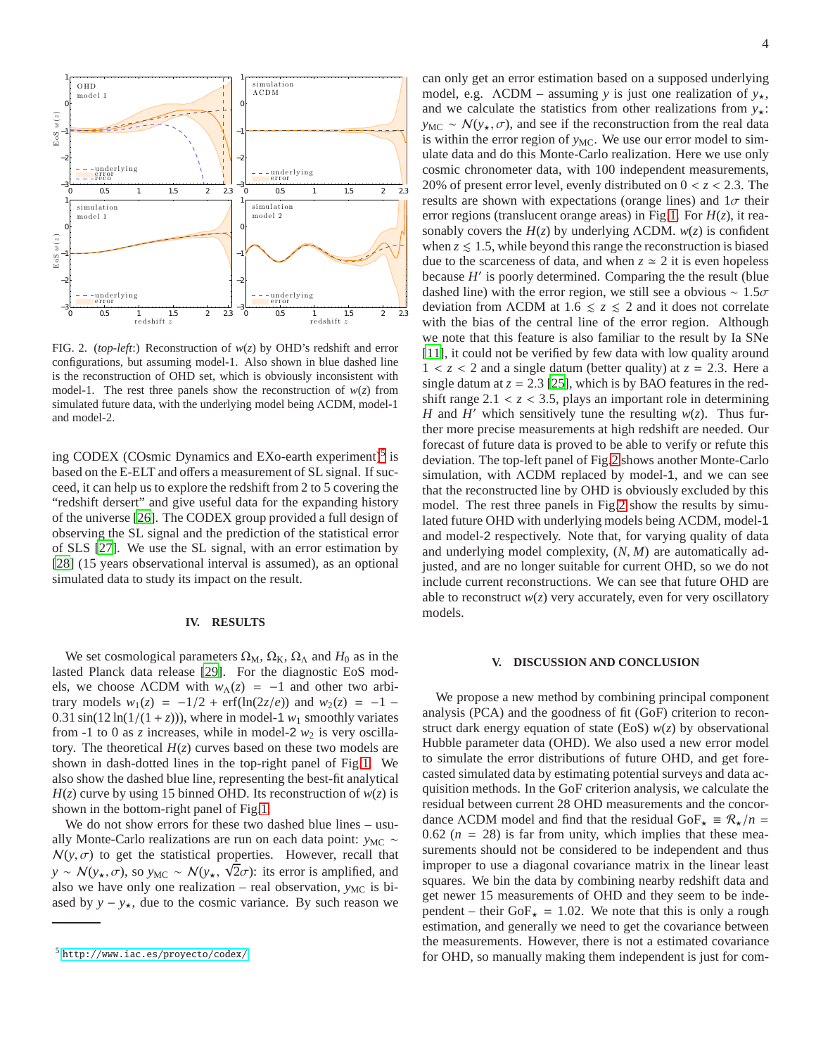FIG. 2. (*top-left*:) Reconstruction of $w(z)$ by OHD's redshift and error configurations, but assuming model-1. Also shown in blue dashed line is the reconstruction of OHD set, which is obviously inconsistent with model-1. The rest three panels show the reconstruction of $w(z)$ from simulated future data, with the underlying model being ΛCDM, model-1 and model-2.

ing CODEX (COsmic Dynamics and EXo-earth experiment)[5] is based on the E-ELT and offers a measurement of SL signal. If succeed, it can help us to explore the redshift from 2 to 5 covering the "redshift dersert" and give useful data for the expanding history of the universe [26]. The CODEX group provided a full design of observing the SL signal and the prediction of the statistical error of SLS [27]. We use the SL signal, with an error estimation by [28] (15 years observational interval is assumed), as an optional simulated data to study its impact on the result.

## IV. RESULTS

We set cosmological parameters $\Omega_{\rm M}$, $\Omega_{\rm K}$, $\Omega_\Lambda$ and $H_0$ as in the lasted Planck data release [29]. For the diagnostic EoS models, we choose ΛCDM with $w_\Lambda(z) = -1$ and other two arbitrary models $w_1(z) = -1/2 + \mathrm{erf}(\ln(2z/e))$ and $w_2(z) = -1 - 0.31\sin(12\ln(1/(1+z)))$, where in model-1 $w_1$ smoothly variates from -1 to 0 as $z$ increases, while in model-2 $w_2$ is very oscillatory. The theoretical $H(z)$ curves based on these two models are shown in dash-dotted lines in the top-right panel of Fig.1. We also show the dashed blue line, representing the best-fit analytical $H(z)$ curve by using 15 binned OHD. Its reconstruction of $w(z)$ is shown in the bottom-right panel of Fig.1.

We do not show errors for these two dashed blue lines – usually Monte-Carlo realizations are run on each data point: $y_{\rm MC} \sim \mathcal{N}(y, \sigma)$ to get the statistical properties. However, recall that $y \sim \mathcal{N}(y_\star, \sigma)$, so $y_{\rm MC} \sim \mathcal{N}(y_\star, \sqrt{2}\sigma)$: its error is amplified, and also we have only one realization – real observation, $y_{\rm MC}$ is biased by $y - y_\star$, due to the cosmic variance. By such reason we can only get an error estimation based on a supposed underlying model, e.g. ΛCDM – assuming $y$ is just one realization of $y_\star$, and we calculate the statistics from other realizations from $y_\star$: $y_{\rm MC} \sim \mathcal{N}(y_\star, \sigma)$, and see if the reconstruction from the real data is within the error region of $y_{\rm MC}$. We use our error model to simulate data and do this Monte-Carlo realization. Here we use only cosmic chronometer data, with 100 independent measurements, 20% of present error level, evenly distributed on $0 < z < 2.3$. The results are shown with expectations (orange lines) and $1\sigma$ their error regions (translucent orange areas) in Fig.1. For $H(z)$, it reasonably covers the $H(z)$ by underlying ΛCDM. $w(z)$ is confident when $z \lesssim 1.5$, while beyond this range the reconstruction is biased due to the scarceness of data, and when $z \simeq 2$ it is even hopeless because $H'$ is poorly determined. Comparing the the result (blue dashed line) with the error region, we still see a obvious $\sim 1.5\sigma$ deviation from ΛCDM at $1.6 \lesssim z \lesssim 2$ and it does not correlate with the bias of the central line of the error region. Although we note that this feature is also familiar to the result by Ia SNe [11], it could not be verified by few data with low quality around $1 < z < 2$ and a single datum (better quality) at $z = 2.3$. Here a single datum at $z = 2.3$ [25], which is by BAO features in the redshift range $2.1 < z < 3.5$, plays an important role in determining $H$ and $H'$ which sensitively tune the resulting $w(z)$. Thus further more precise measurements at high redshift are needed. Our forecast of future data is proved to be able to verify or refute this deviation. The top-left panel of Fig.2 shows another Monte-Carlo simulation, with ΛCDM replaced by model-1, and we can see that the reconstructed line by OHD is obviously excluded by this model. The rest three panels in Fig.2 show the results by simulated future OHD with underlying models being ΛCDM, model-1 and model-2 respectively. Note that, for varying quality of data and underlying model complexity, $(N, M)$ are automatically adjusted, and are no longer suitable for current OHD, so we do not include current reconstructions. We can see that future OHD are able to reconstruct $w(z)$ very accurately, even for very oscillatory models.

## V. DISCUSSION AND CONCLUSION

We propose a new method by combining principal component analysis (PCA) and the goodness of fit (GoF) criterion to reconstruct dark energy equation of state (EoS) $w(z)$ by observational Hubble parameter data (OHD). We also used a new error model to simulate the error distributions of future OHD, and get forecasted simulated data by estimating potential surveys and data acquisition methods. In the GoF criterion analysis, we calculate the residual between current 28 OHD measurements and the concordance ΛCDM model and find that the residual $\mathrm{GoF}_\star \equiv \mathcal{R}_\star/n = 0.62$ $(n = 28)$ is far from unity, which implies that these measurements should not be considered to be independent and thus improper to use a diagonal covariance matrix in the linear least squares. We bin the data by combining nearby redshift data and get newer 15 measurements of OHD and they seem to be independent – their $\mathrm{GoF}_\star = 1.02$. We note that this is only a rough estimation, and generally we need to get the covariance between the measurements. However, there is not a estimated covariance for OHD, so manually making them independent is just for com-

[5] http://www.iac.es/proyecto/codex/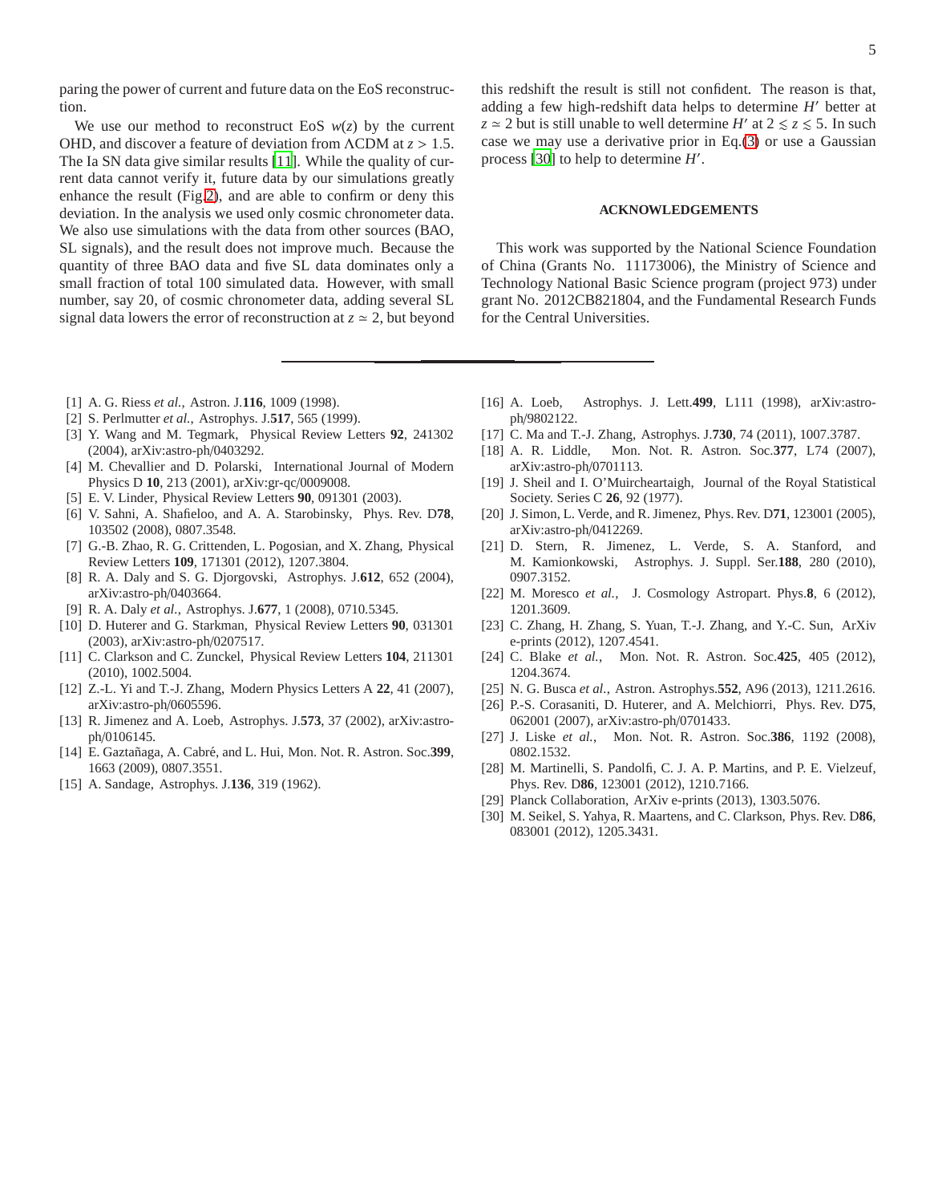paring the power of current and future data on the EoS reconstruction.

We use our method to reconstruct EoS $w(z)$ by the current OHD, and discover a feature of deviation from ΛCDM at $z > 1.5$. The Ia SN data give similar results [11]. While the quality of current data cannot verify it, future data by our simulations greatly enhance the result (Fig.2), and are able to confirm or deny this deviation. In the analysis we used only cosmic chronometer data. We also use simulations with the data from other sources (BAO, SL signals), and the result does not improve much. Because the quantity of three BAO data and five SL data dominates only a small fraction of total 100 simulated data. However, with small number, say 20, of cosmic chronometer data, adding several SL signal data lowers the error of reconstruction at $z \simeq 2$, but beyond this redshift the result is still not confident. The reason is that, adding a few high-redshift data helps to determine $H'$ better at $z \simeq 2$ but is still unable to well determine $H'$ at $2 \lesssim z \lesssim 5$. In such case we may use a derivative prior in Eq.(3) or use a Gaussian process [30] to help to determine $H'$.

## ACKNOWLEDGEMENTS

This work was supported by the National Science Foundation of China (Grants No. 11173006), the Ministry of Science and Technology National Basic Science program (project 973) under grant No. 2012CB821804, and the Fundamental Research Funds for the Central Universities.

---

[1] A. G. Riess *et al.*, Astron. J.**116**, 1009 (1998).
[2] S. Perlmutter *et al.*, Astrophys. J.**517**, 565 (1999).
[3] Y. Wang and M. Tegmark, Physical Review Letters **92**, 241302 (2004), arXiv:astro-ph/0403292.
[4] M. Chevallier and D. Polarski, International Journal of Modern Physics D **10**, 213 (2001), arXiv:gr-qc/0009008.
[5] E. V. Linder, Physical Review Letters **90**, 091301 (2003).
[6] V. Sahni, A. Shafieloo, and A. A. Starobinsky, Phys. Rev. D**78**, 103502 (2008), 0807.3548.
[7] G.-B. Zhao, R. G. Crittenden, L. Pogosian, and X. Zhang, Physical Review Letters **109**, 171301 (2012), 1207.3804.
[8] R. A. Daly and S. G. Djorgovski, Astrophys. J.**612**, 652 (2004), arXiv:astro-ph/0403664.
[9] R. A. Daly *et al.*, Astrophys. J.**677**, 1 (2008), 0710.5345.
[10] D. Huterer and G. Starkman, Physical Review Letters **90**, 031301 (2003), arXiv:astro-ph/0207517.
[11] C. Clarkson and C. Zunckel, Physical Review Letters **104**, 211301 (2010), 1002.5004.
[12] Z.-L. Yi and T.-J. Zhang, Modern Physics Letters A **22**, 41 (2007), arXiv:astro-ph/0605596.
[13] R. Jimenez and A. Loeb, Astrophys. J.**573**, 37 (2002), arXiv:astro-ph/0106145.
[14] E. Gaztañaga, A. Cabré, and L. Hui, Mon. Not. R. Astron. Soc.**399**, 1663 (2009), 0807.3551.
[15] A. Sandage, Astrophys. J.**136**, 319 (1962).
[16] A. Loeb, Astrophys. J. Lett.**499**, L111 (1998), arXiv:astro-ph/9802122.
[17] C. Ma and T.-J. Zhang, Astrophys. J.**730**, 74 (2011), 1007.3787.
[18] A. R. Liddle, Mon. Not. R. Astron. Soc.**377**, L74 (2007), arXiv:astro-ph/0701113.
[19] J. Sheil and I. O'Muircheartaigh, Journal of the Royal Statistical Society. Series C **26**, 92 (1977).
[20] J. Simon, L. Verde, and R. Jimenez, Phys. Rev. D**71**, 123001 (2005), arXiv:astro-ph/0412269.
[21] D. Stern, R. Jimenez, L. Verde, S. A. Stanford, and M. Kamionkowski, Astrophys. J. Suppl. Ser.**188**, 280 (2010), 0907.3152.
[22] M. Moresco *et al.*, J. Cosmology Astropart. Phys.**8**, 6 (2012), 1201.3609.
[23] C. Zhang, H. Zhang, S. Yuan, T.-J. Zhang, and Y.-C. Sun, ArXiv e-prints (2012), 1207.4541.
[24] C. Blake *et al.*, Mon. Not. R. Astron. Soc.**425**, 405 (2012), 1204.3674.
[25] N. G. Busca *et al.*, Astron. Astrophys.**552**, A96 (2013), 1211.2616.
[26] P.-S. Corasaniti, D. Huterer, and A. Melchiorri, Phys. Rev. D**75**, 062001 (2007), arXiv:astro-ph/0701433.
[27] J. Liske *et al.*, Mon. Not. R. Astron. Soc.**386**, 1192 (2008), 0802.1532.
[28] M. Martinelli, S. Pandolfi, C. J. A. P. Martins, and P. E. Vielzeuf, Phys. Rev. D**86**, 123001 (2012), 1210.7166.
[29] Planck Collaboration, ArXiv e-prints (2013), 1303.5076.
[30] M. Seikel, S. Yahya, R. Maartens, and C. Clarkson, Phys. Rev. D**86**, 083001 (2012), 1205.3431.